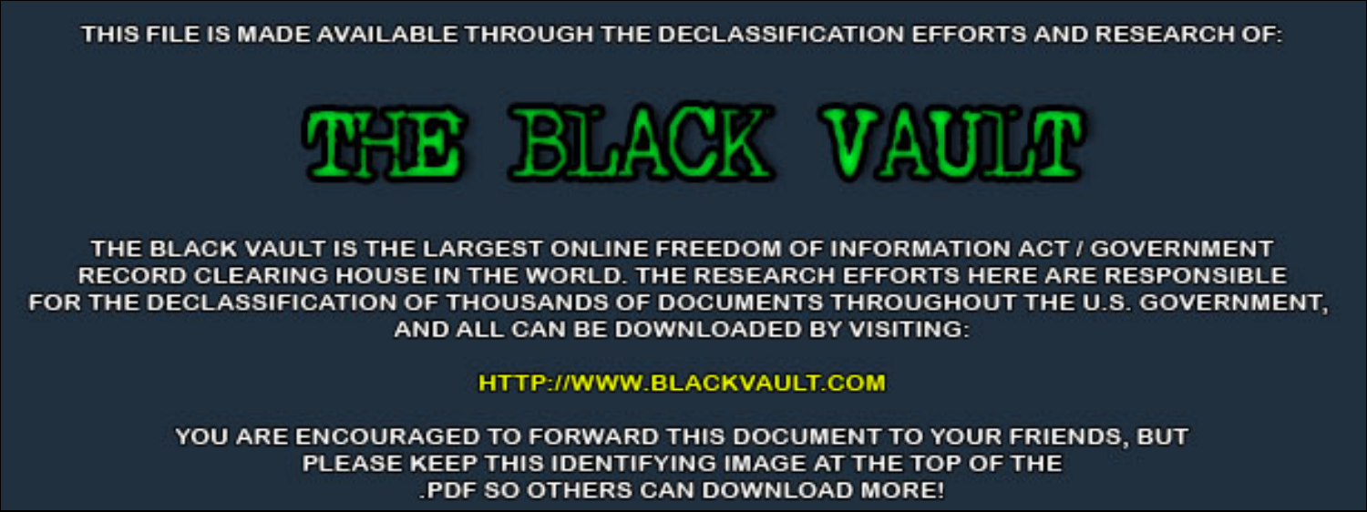THIS FILE IS MADE AVAILABLE THROUGH THE DECLASSIFICATION EFFORTS AND RESEARCH OF:

# THE BLACK VAULT

THE BLACK VAULT IS THE LARGEST ONLINE FREEDOM OF INFORMATION ACT / GOVERNMENT RECORD CLEARING HOUSE IN THE WORLD. THE RESEARCH EFFORTS HERE ARE RESPONSIBLE FOR THE DECLASSIFICATION OF THOUSANDS OF DOCUMENTS THROUGHOUT THE U.S. GOVERNMENT, AND ALL CAN BE DOWNLOADED BY VISITING:

HTTP://WWW.BLACKVAULT.COM

YOU ARE ENCOURAGED TO FORWARD THIS DOCUMENT TO YOUR FRIENDS, BUT PLEASE KEEP THIS IDENTIFYING IMAGE AT THE TOP OF THE .PDF SO OTHERS CAN DOWNLOAD MORE!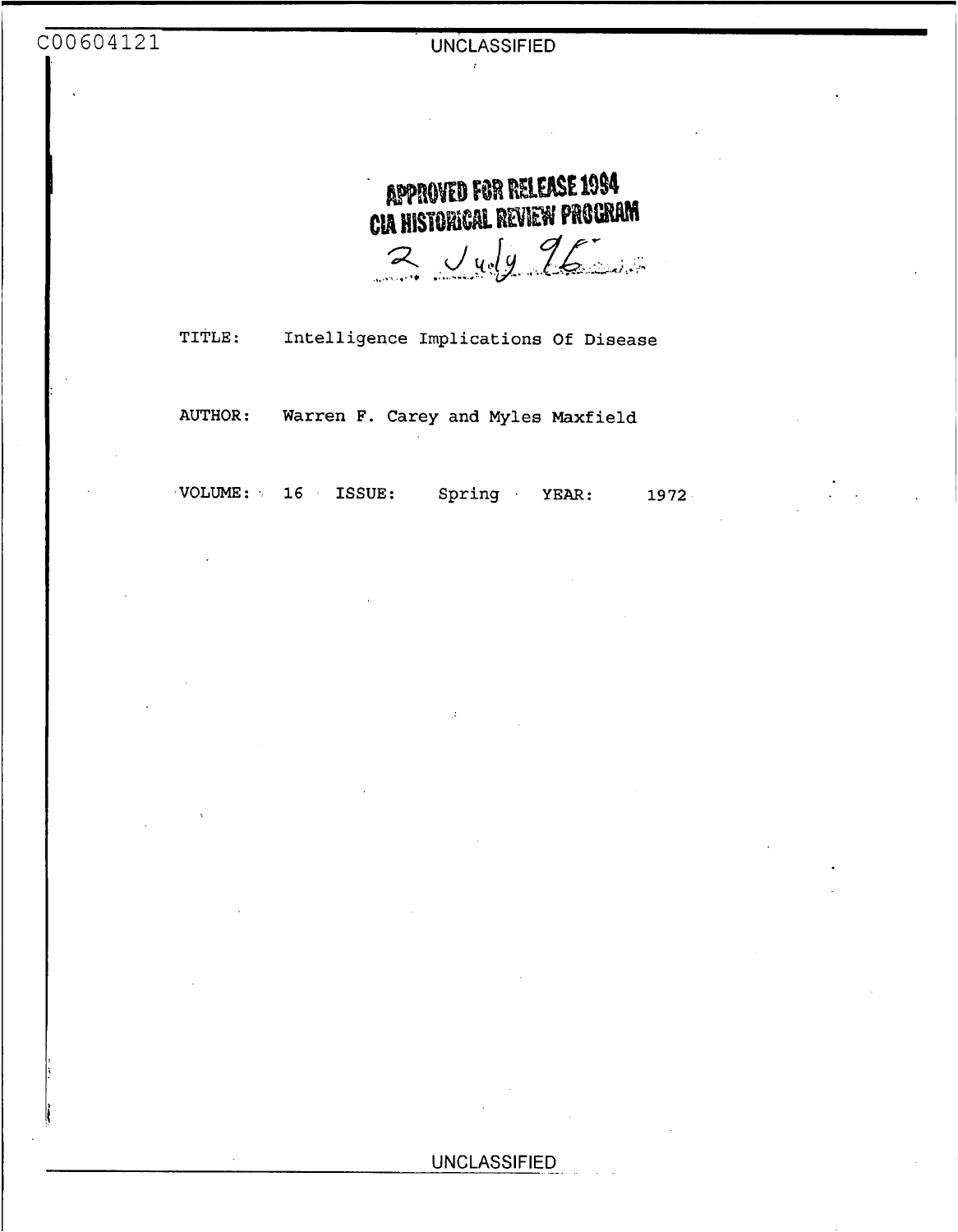C00604121

UNCLASSIFIED

APPROVED FOR RELEASE 1994
CIA HISTORICAL REVIEW PROGRAM
2 July 96

TITLE: Intelligence Implications Of Disease

AUTHOR: Warren F. Carey and Myles Maxfield

VOLUME: 16 ISSUE: Spring YEAR: 1972

UNCLASSIFIED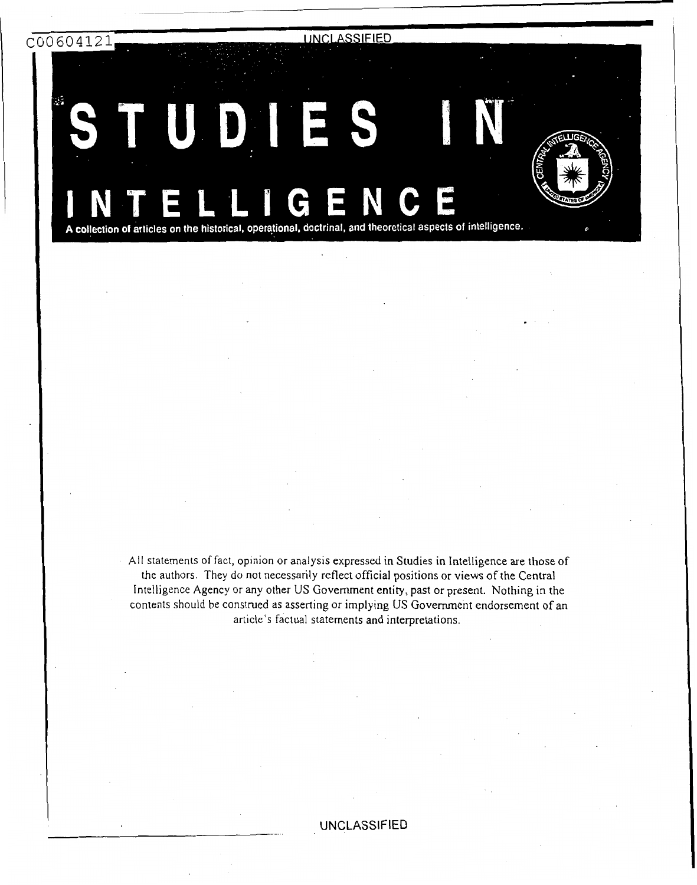# STUDIES IN INTELLIGENCE

**A collection of articles on the historical, operational, doctrinal, and theoretical aspects of intelligence.**

All statements of fact, opinion or analysis expressed in Studies in Intelligence are those of the authors. They do not necessarily reflect official positions or views of the Central Intelligence Agency or any other US Government entity, past or present. Nothing in the contents should be construed as asserting or implying US Government endorsement of an article's factual statements and interpretations.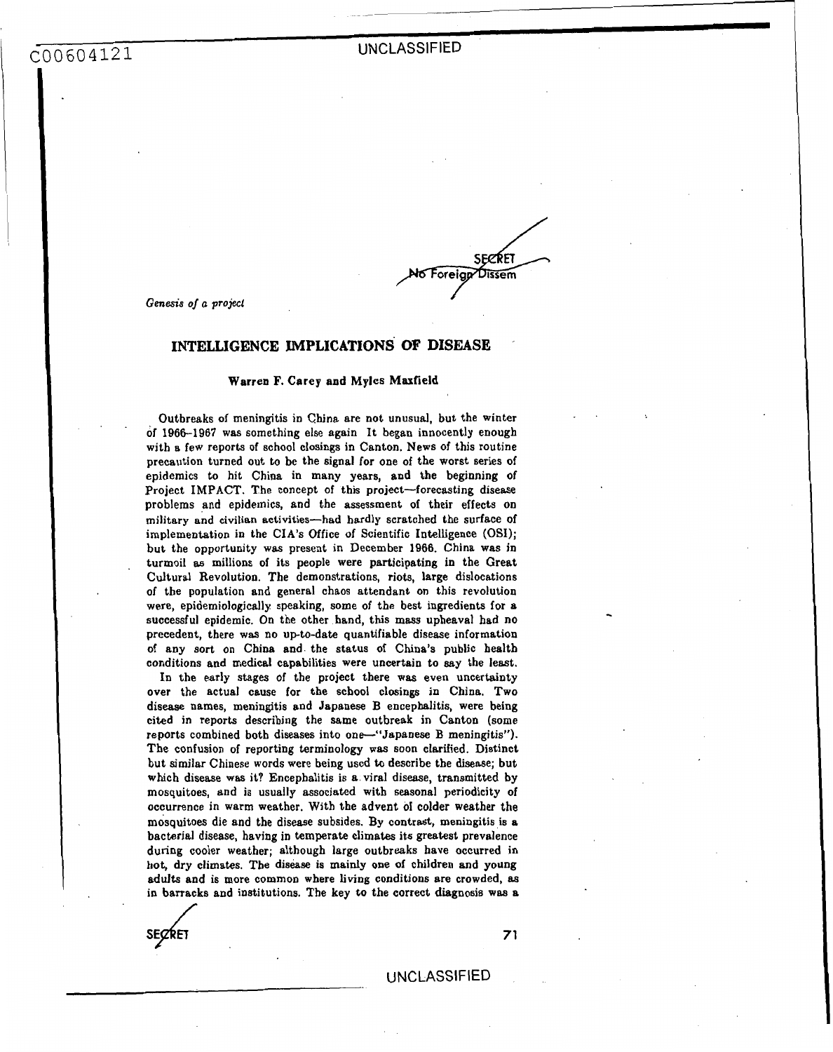*Genesis of a project*

## INTELLIGENCE IMPLICATIONS OF DISEASE

**Warren F. Carey and Myles Maxfield**

Outbreaks of meningitis in China are not unusual, but the winter of 1966–1967 was something else again It began innocently enough with a few reports of school closings in Canton. News of this routine precaution turned out to be the signal for one of the worst series of epidemics to hit China in many years, and the beginning of Project IMPACT. The concept of this project—forecasting disease problems and epidemics, and the assessment of their effects on military and civilian activities—had hardly scratched the surface of implementation in the CIA's Office of Scientific Intelligence (OSI); but the opportunity was present in December 1966. China was in turmoil as millions of its people were participating in the Great Cultural Revolution. The demonstrations, riots, large dislocations of the population and general chaos attendant on this revolution were, epidemiologically speaking, some of the best ingredients for a successful epidemic. On the other hand, this mass upheaval had no precedent, there was no up-to-date quantifiable disease information of any sort on China and the status of China's public health conditions and medical capabilities were uncertain to say the least.

In the early stages of the project there was even uncertainty over the actual cause for the school closings in China. Two disease names, meningitis and Japanese B encephalitis, were being cited in reports describing the same outbreak in Canton (some reports combined both diseases into one—"Japanese B meningitis"). The confusion of reporting terminology was soon clarified. Distinct but similar Chinese words were being used to describe the disease; but which disease was it? Encephalitis is a viral disease, transmitted by mosquitoes, and is usually associated with seasonal periodicity of occurrence in warm weather. With the advent of colder weather the mosquitoes die and the disease subsides. By contrast, meningitis is a bacterial disease, having in temperate climates its greatest prevalence during cooler weather; although large outbreaks have occurred in hot, dry climates. The disease is mainly one of children and young adults and is more common where living conditions are crowded, as in barracks and institutions. The key to the correct diagnosis was a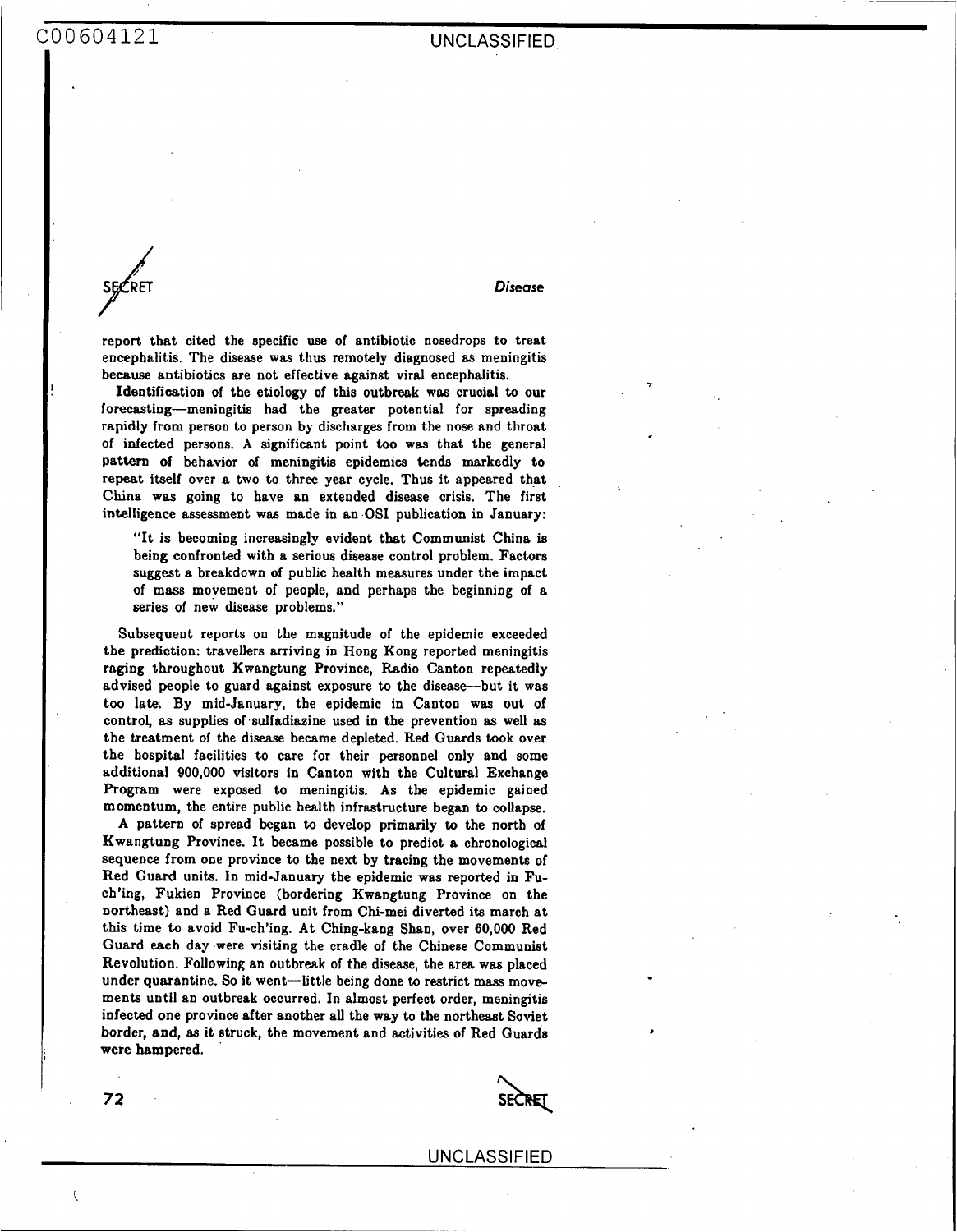report that cited the specific use of antibiotic nosedrops to treat encephalitis. The disease was thus remotely diagnosed as meningitis because antibiotics are not effective against viral encephalitis.

Identification of the etiology of this outbreak was crucial to our forecasting—meningitis had the greater potential for spreading rapidly from person to person by discharges from the nose and throat of infected persons. A significant point too was that the general pattern of behavior of meningitis epidemics tends markedly to repeat itself over a two to three year cycle. Thus it appeared that China was going to have an extended disease crisis. The first intelligence assessment was made in an OSI publication in January:

> "It is becoming increasingly evident that Communist China is being confronted with a serious disease control problem. Factors suggest a breakdown of public health measures under the impact of mass movement of people, and perhaps the beginning of a series of new disease problems."

Subsequent reports on the magnitude of the epidemic exceeded the prediction: travellers arriving in Hong Kong reported meningitis raging throughout Kwangtung Province, Radio Canton repeatedly advised people to guard against exposure to the disease—but it was too late. By mid-January, the epidemic in Canton was out of control, as supplies of sulfadiazine used in the prevention as well as the treatment of the disease became depleted. Red Guards took over the hospital facilities to care for their personnel only and some additional 900,000 visitors in Canton with the Cultural Exchange Program were exposed to meningitis. As the epidemic gained momentum, the entire public health infrastructure began to collapse.

A pattern of spread began to develop primarily to the north of Kwangtung Province. It became possible to predict a chronological sequence from one province to the next by tracing the movements of Red Guard units. In mid-January the epidemic was reported in Fu-ch'ing, Fukien Province (bordering Kwangtung Province on the northeast) and a Red Guard unit from Chi-mei diverted its march at this time to avoid Fu-ch'ing. At Ching-kang Shan, over 60,000 Red Guard each day were visiting the cradle of the Chinese Communist Revolution. Following an outbreak of the disease, the area was placed under quarantine. So it went—little being done to restrict mass movements until an outbreak occurred. In almost perfect order, meningitis infected one province after another all the way to the northeast Soviet border, and, as it struck, the movement and activities of Red Guards were hampered.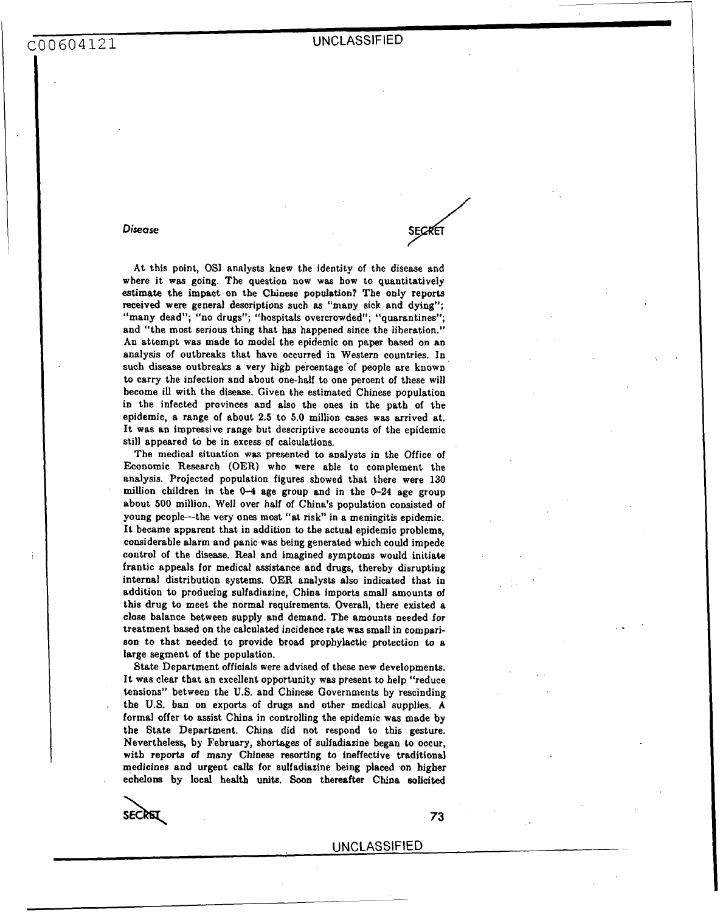*Disease*

At this point, OSI analysts knew the identity of the disease and where it was going. The question now was how to quantitatively estimate the impact on the Chinese population? The only reports received were general descriptions such as "many sick and dying"; "many dead"; "no drugs"; "hospitals overcrowded"; "quarantines"; and "the most serious thing that has happened since the liberation." An attempt was made to model the epidemic on paper based on an analysis of outbreaks that have occurred in Western countries. In such disease outbreaks a very high percentage of people are known to carry the infection and about one-half to one percent of these will become ill with the disease. Given the estimated Chinese population in the infected provinces and also the ones in the path of the epidemic, a range of about 2.5 to 5.0 million cases was arrived at. It was an impressive range but descriptive accounts of the epidemic still appeared to be in excess of calculations.

The medical situation was presented to analysts in the Office of Economic Research (OER) who were able to complement the analysis. Projected population figures showed that there were 130 million children in the 0–4 age group and in the 0–24 age group about 500 million. Well over half of China's population consisted of young people—the very ones most "at risk" in a meningitis epidemic. It became apparent that in addition to the actual epidemic problems, considerable alarm and panic was being generated which could impede control of the disease. Real and imagined symptoms would initiate frantic appeals for medical assistance and drugs, thereby disrupting internal distribution systems. OER analysts also indicated that in addition to producing sulfadiazine, China imports small amounts of this drug to meet the normal requirements. Overall, there existed a close balance between supply and demand. The amounts needed for treatment based on the calculated incidence rate was small in comparison to that needed to provide broad prophylactic protection to a large segment of the population.

State Department officials were advised of these new developments. It was clear that an excellent opportunity was present to help "reduce tensions" between the U.S. and Chinese Governments by rescinding the U.S. ban on exports of drugs and other medical supplies. A formal offer to assist China in controlling the epidemic was made by the State Department. China did not respond to this gesture. Nevertheless, by February, shortages of sulfadiazine began to occur, with reports of many Chinese resorting to ineffective traditional medicines and urgent calls for sulfadiazine being placed on higher echelons by local health units. Soon thereafter China solicited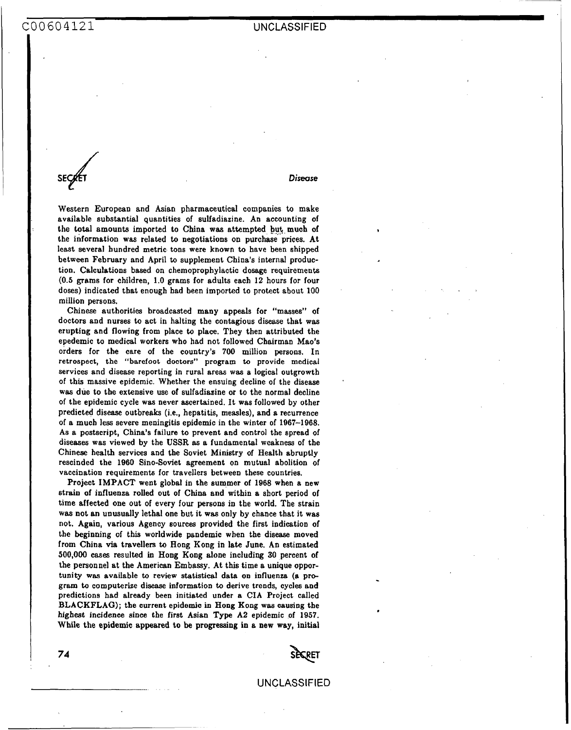Western European and Asian pharmaceutical companies to make available substantial quantities of sulfadiazine. An accounting of the total amounts imported to China was attempted but much of the information was related to negotiations on purchase prices. At least several hundred metric tons were known to have been shipped between February and April to supplement China's internal production. Calculations based on chemoprophylactic dosage requirements (0.5 grams for children, 1.0 grams for adults each 12 hours for four doses) indicated that enough had been imported to protect about 100 million persons.

Chinese authorities broadcasted many appeals for "masses" of doctors and nurses to act in halting the contagious disease that was erupting and flowing from place to place. They then attributed the epedemic to medical workers who had not followed Chairman Mao's orders for the care of the country's 700 million persons. In retrospect, the "barefoot doctors" program to provide medical services and disease reporting in rural areas was a logical outgrowth of this massive epidemic. Whether the ensuing decline of the disease was due to the extensive use of sulfadiazine or to the normal decline of the epidemic cycle was never ascertained. It was followed by other predicted disease outbreaks (i.e., hepatitis, measles), and a recurrence of a much less severe meningitis epidemic in the winter of 1967–1968. As a postscript, China's failure to prevent and control the spread of diseases was viewed by the USSR as a fundamental weakness of the Chinese health services and the Soviet Ministry of Health abruptly rescinded the 1960 Sino-Soviet agreement on mutual abolition of vaccination requirements for travellers between these countries.

Project IMPACT went global in the summer of 1968 when a new strain of influenza rolled out of China and within a short period of time affected one out of every four persons in the world. The strain was not an unusually lethal one but it was only by chance that it was not. Again, various Agency sources provided the first indication of the beginning of this worldwide pandemic when the disease moved from China via travellers to Hong Kong in late June. An estimated 500,000 cases resulted in Hong Kong alone including 30 percent of the personnel at the American Embassy. At this time a unique opportunity was available to review statistical data on influenza (a program to computerize disease information to derive trends, cycles and predictions had already been initiated under a CIA Project called BLACKFLAG); the current epidemic in Hong Kong was causing the highest incidence since the first Asian Type A2 epidemic of 1957. While the epidemic appeared to be progressing in a new way, initial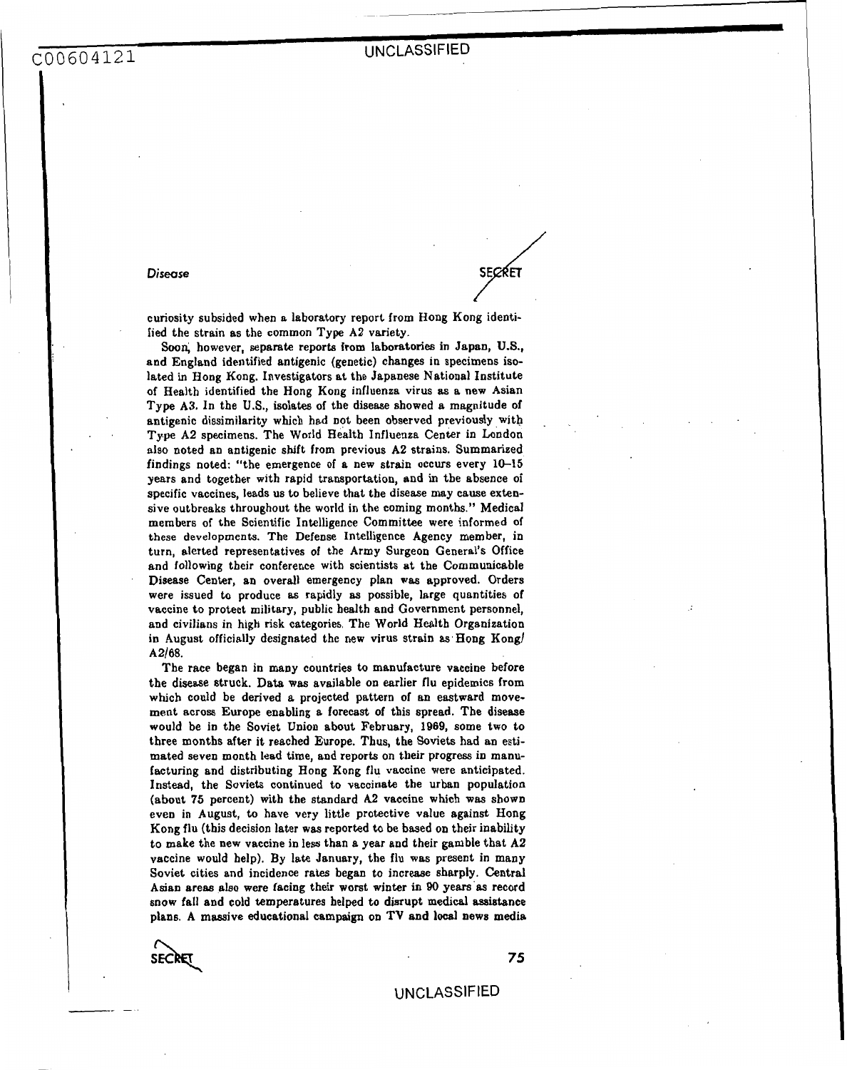curiosity subsided when a laboratory report from Hong Kong identified the strain as the common Type A2 variety.

Soon, however, separate reports from laboratories in Japan, U.S., and England identified antigenic (genetic) changes in specimens isolated in Hong Kong. Investigators at the Japanese National Institute of Health identified the Hong Kong influenza virus as a new Asian Type A3. In the U.S., isolates of the disease showed a magnitude of antigenic dissimilarity which had not been observed previously with Type A2 specimens. The World Health Influenza Center in London also noted an antigenic shift from previous A2 strains. Summarized findings noted: "the emergence of a new strain occurs every 10–15 years and together with rapid transportation, and in the absence of specific vaccines, leads us to believe that the disease may cause extensive outbreaks throughout the world in the coming months." Medical members of the Scientific Intelligence Committee were informed of these developments. The Defense Intelligence Agency member, in turn, alerted representatives of the Army Surgeon General's Office and following their conference with scientists at the Communicable Disease Center, an overall emergency plan was approved. Orders were issued to produce as rapidly as possible, large quantities of vaccine to protect military, public health and Government personnel, and civilians in high risk categories. The World Health Organization in August officially designated the new virus strain as Hong Kong/A2/68.

The race began in many countries to manufacture vaccine before the disease struck. Data was available on earlier flu epidemics from which could be derived a projected pattern of an eastward movement across Europe enabling a forecast of this spread. The disease would be in the Soviet Union about February, 1969, some two to three months after it reached Europe. Thus, the Soviets had an estimated seven month lead time, and reports on their progress in manufacturing and distributing Hong Kong flu vaccine were anticipated. Instead, the Soviets continued to vaccinate the urban population (about 75 percent) with the standard A2 vaccine which was shown even in August, to have very little protective value against Hong Kong flu (this decision later was reported to be based on their inability to make the new vaccine in less than a year and their gamble that A2 vaccine would help). By late January, the flu was present in many Soviet cities and incidence rates began to increase sharply. Central Asian areas also were facing their worst winter in 90 years as record snow fall and cold temperatures helped to disrupt medical assistance plans. A massive educational campaign on TV and local news media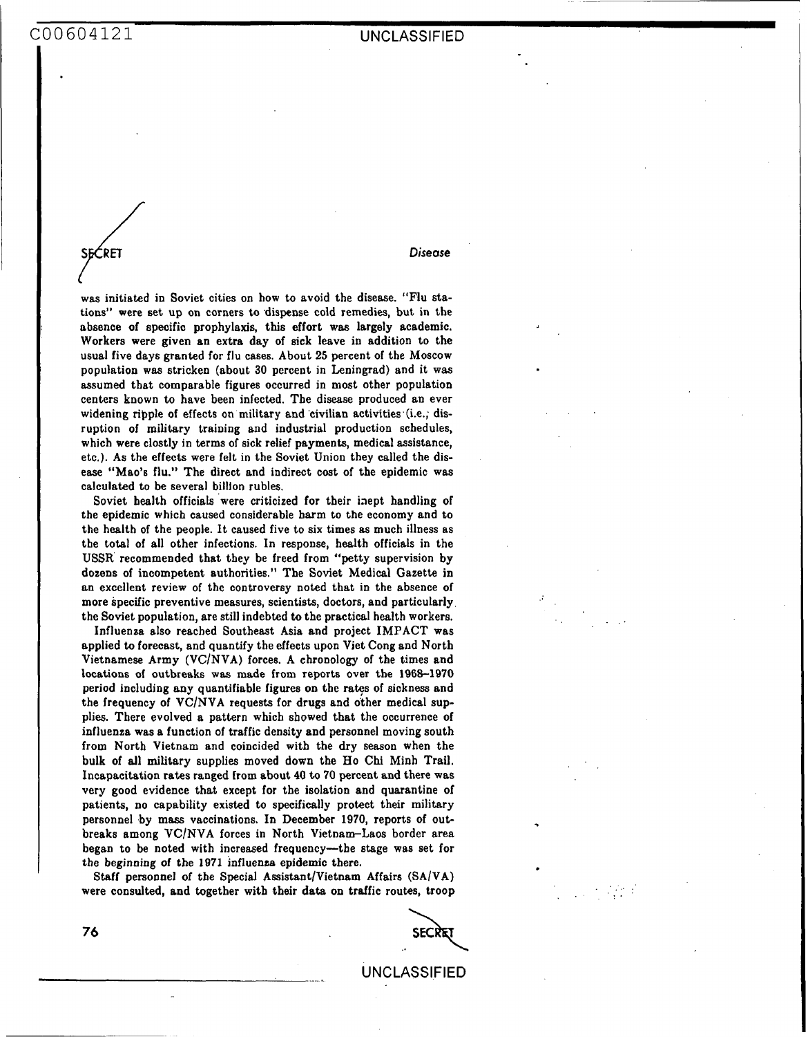was initiated in Soviet cities on how to avoid the disease. "Flu stations" were set up on corners to dispense cold remedies, but in the absence of specific prophylaxis, this effort was largely academic. Workers were given an extra day of sick leave in addition to the usual five days granted for flu cases. About 25 percent of the Moscow population was stricken (about 30 percent in Leningrad) and it was assumed that comparable figures occurred in most other population centers known to have been infected. The disease produced an ever widening ripple of effects on military and civilian activities (i.e., disruption of military training and industrial production schedules, which were clostly in terms of sick relief payments, medical assistance, etc.). As the effects were felt in the Soviet Union they called the disease "Mao's flu." The direct and indirect cost of the epidemic was calculated to be several billion rubles.

Soviet health officials were criticized for their inept handling of the epidemic which caused considerable harm to the economy and to the health of the people. It caused five to six times as much illness as the total of all other infections. In response, health officials in the USSR recommended that they be freed from "petty supervision by dozens of incompetent authorities." The Soviet Medical Gazette in an excellent review of the controversy noted that in the absence of more specific preventive measures, scientists, doctors, and particularly the Soviet population, are still indebted to the practical health workers.

Influenza also reached Southeast Asia and project IMPACT was applied to forecast, and quantify the effects upon Viet Cong and North Vietnamese Army (VC/NVA) forces. A chronology of the times and locations of outbreaks was made from reports over the 1968–1970 period including any quantifiable figures on the rates of sickness and the frequency of VC/NVA requests for drugs and other medical supplies. There evolved a pattern which showed that the occurrence of influenza was a function of traffic density and personnel moving south from North Vietnam and coincided with the dry season when the bulk of all military supplies moved down the Ho Chi Minh Trail. Incapacitation rates ranged from about 40 to 70 percent and there was very good evidence that except for the isolation and quarantine of patients, no capability existed to specifically protect their military personnel by mass vaccinations. In December 1970, reports of outbreaks among VC/NVA forces in North Vietnam–Laos border area began to be noted with increased frequency—the stage was set for the beginning of the 1971 influenza epidemic there.

Staff personnel of the Special Assistant/Vietnam Affairs (SA/VA) were consulted, and together with their data on traffic routes, troop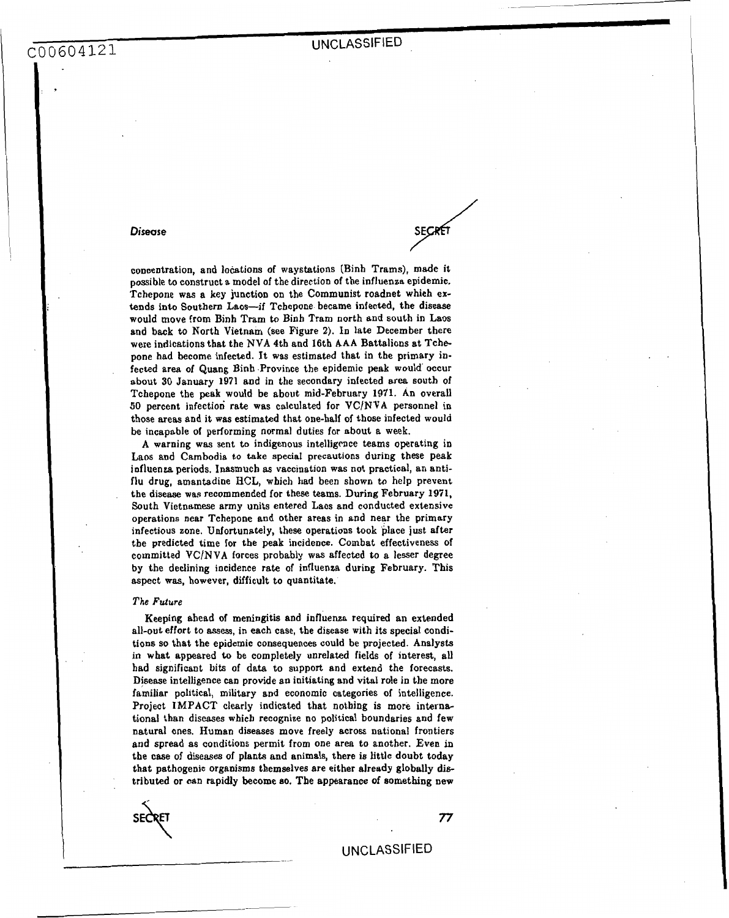concentration, and locations of waystations (Binh Trams), made it possible to construct a model of the direction of the influenza epidemic. Tchepone was a key junction on the Communist roadnet which extends into Southern Laos—if Tchepone became infected, the disease would move from Binh Tram to Binh Tram north and south in Laos and back to North Vietnam (see Figure 2). In late December there were indications that the NVA 4th and 16th AAA Battalions at Tchepone had become infected. It was estimated that in the primary infected area of Quang Binh Province the epidemic peak would occur about 30 January 1971 and in the secondary infected area south of Tchepone the peak would be about mid-February 1971. An overall 50 percent infection rate was calculated for VC/NVA personnel in those areas and it was estimated that one-half of those infected would be incapable of performing normal duties for about a week.

A warning was sent to indigenous intelligence teams operating in Laos and Cambodia to take special precautions during these peak influenza periods. Inasmuch as vaccination was not practical, an anti-flu drug, amantadine HCL, which had been shown to help prevent the disease was recommended for these teams. During February 1971, South Vietnamese army units entered Laos and conducted extensive operations near Tchepone and other areas in and near the primary infectious zone. Unfortunately, these operations took place just after the predicted time for the peak incidence. Combat effectiveness of committed VC/NVA forces probably was affected to a lesser degree by the declining incidence rate of influenza during February. This aspect was, however, difficult to quantitate.

### *The Future*

Keeping ahead of meningitis and influenza required an extended all-out effort to assess, in each case, the disease with its special conditions so that the epidemic consequences could be projected. Analysts in what appeared to be completely unrelated fields of interest, all had significant bits of data to support and extend the forecasts. Disease intelligence can provide an initiating and vital role in the more familiar political, military and economic categories of intelligence. Project IMPACT clearly indicated that nothing is more international than diseases which recognize no political boundaries and few natural ones. Human diseases move freely across national frontiers and spread as conditions permit from one area to another. Even in the case of diseases of plants and animals, there is little doubt today that pathogenic organisms themselves are either already globally distributed or can rapidly become so. The appearance of something new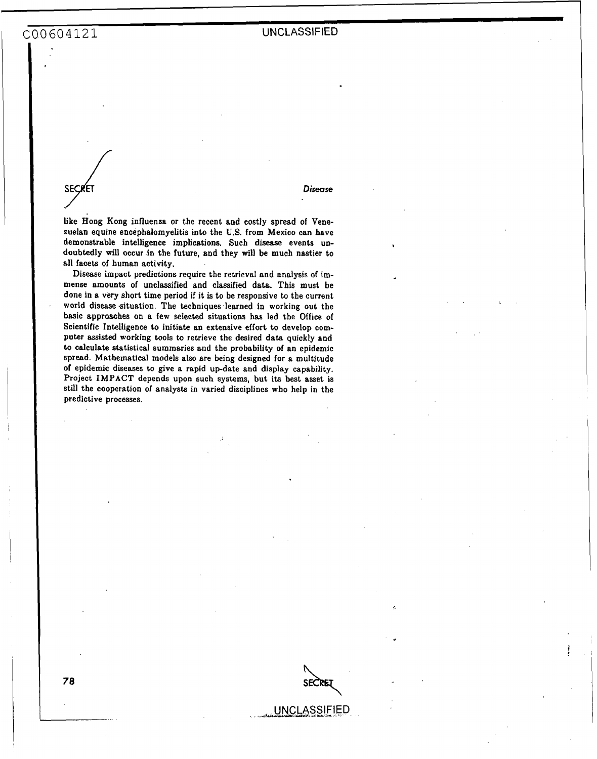like Hong Kong influenza or the recent and costly spread of Venezuelan equine encephalomyelitis into the U.S. from Mexico can have demonstrable intelligence implications. Such disease events undoubtedly will occur in the future, and they will be much nastier to all facets of human activity.

Disease impact predictions require the retrieval and analysis of immense amounts of unclassified and classified data. This must be done in a very short time period if it is to be responsive to the current world disease situation. The techniques learned in working out the basic approaches on a few selected situations has led the Office of Scientific Intelligence to initiate an extensive effort to develop computer assisted working tools to retrieve the desired data quickly and to calculate statistical summaries and the probability of an epidemic spread. Mathematical models also are being designed for a multitude of epidemic diseases to give a rapid up-date and display capability. Project IMPACT depends upon such systems, but its best asset is still the cooperation of analysts in varied disciplines who help in the predictive processes.